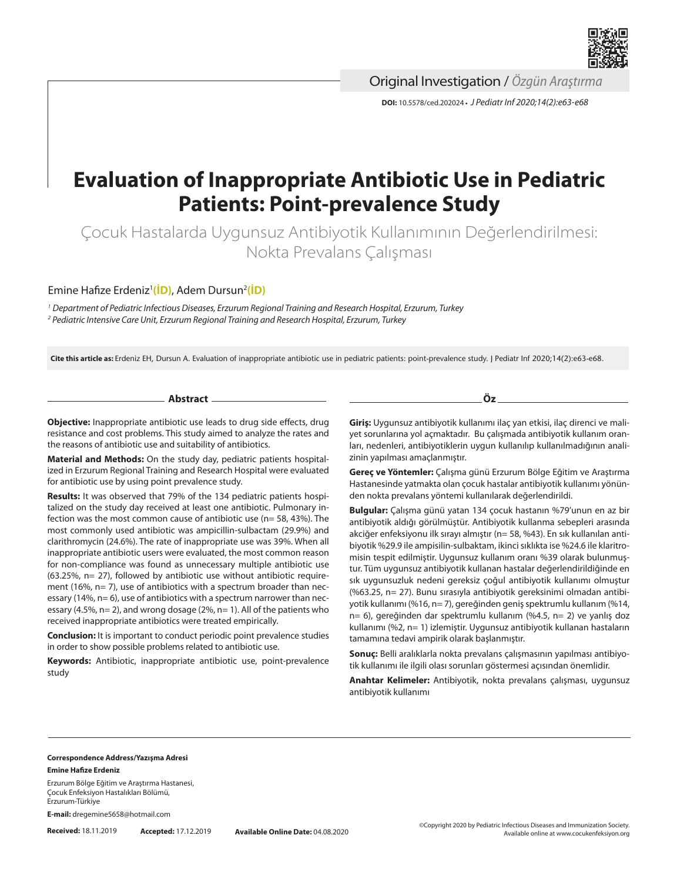Original Investigation / *Özgün Araştırma*

**DOI:** 10.5578/ced.202024 • *J Pediatr Inf 2020;14(2):e63-e68*

# Evaluation of Inappropriate Antibiotic Use in Pediatric Patients: Point-prevalence Study

Çocuk Hastalarda Uygunsuz Antibiyotik Kullanımının Değerlendirilmesi: Nokta Prevalans Çalışması

Emine Hafize Erdeniz[1](İD), Adem Dursun[2](İD)

[1] *Department of Pediatric Infectious Diseases, Erzurum Regional Training and Research Hospital, Erzurum, Turkey*
[2] *Pediatric Intensive Care Unit, Erzurum Regional Training and Research Hospital, Erzurum, Turkey*

**Cite this article as:** Erdeniz EH, Dursun A. Evaluation of inappropriate antibiotic use in pediatric patients: point-prevalence study. J Pediatr Inf 2020;14(2):e63-e68.

## Abstract

**Objective:** Inappropriate antibiotic use leads to drug side effects, drug resistance and cost problems. This study aimed to analyze the rates and the reasons of antibiotic use and suitability of antibiotics.

**Material and Methods:** On the study day, pediatric patients hospitalized in Erzurum Regional Training and Research Hospital were evaluated for antibiotic use by using point prevalence study.

**Results:** It was observed that 79% of the 134 pediatric patients hospitalized on the study day received at least one antibiotic. Pulmonary infection was the most common cause of antibiotic use (n= 58, 43%). The most commonly used antibiotic was ampicillin-sulbactam (29.9%) and clarithromycin (24.6%). The rate of inappropriate use was 39%. When all inappropriate antibiotic users were evaluated, the most common reason for non-compliance was found as unnecessary multiple antibiotic use (63.25%, n= 27), followed by antibiotic use without antibiotic requirement (16%, n= 7), use of antibiotics with a spectrum broader than necessary (14%, n= 6), use of antibiotics with a spectrum narrower than necessary (4.5%, n= 2), and wrong dosage (2%, n= 1). All of the patients who received inappropriate antibiotics were treated empirically.

**Conclusion:** It is important to conduct periodic point prevalence studies in order to show possible problems related to antibiotic use.

**Keywords:** Antibiotic, inappropriate antibiotic use, point-prevalence study

## Öz

**Giriş:** Uygunsuz antibiyotik kullanımı ilaç yan etkisi, ilaç direnci ve maliyet sorunlarına yol açmaktadır. Bu çalışmada antibiyotik kullanım oranları, nedenleri, antibiyotiklerin uygun kullanılıp kullanılmadığının analizinin yapılması amaçlanmıştır.

**Gereç ve Yöntemler:** Çalışma günü Erzurum Bölge Eğitim ve Araştırma Hastanesinde yatmakta olan çocuk hastalar antibiyotik kullanımı yönünden nokta prevalans yöntemi kullanılarak değerlendirildi.

**Bulgular:** Çalışma günü yatan 134 çocuk hastanın %79'unun en az bir antibiyotik aldığı görülmüştür. Antibiyotik kullanma sebepleri arasında akciğer enfeksiyonu ilk sırayı almıştır (n= 58, %43). En sık kullanılan antibiyotik %29.9 ile ampisilin-sulbaktam, ikinci sıklıkta ise %24.6 ile klaritromisin tespit edilmiştir. Uygunsuz kullanım oranı %39 olarak bulunmuştur. Tüm uygunsuz antibiyotik kullanan hastalar değerlendirildiğinde en sık uygunsuzluk nedeni gereksiz çoğul antibiyotik kullanımı olmuştur (%63.25, n= 27). Bunu sırasıyla antibiyotik gereksinimi olmadan antibiyotik kullanımı (%16, n= 7), gereğinden geniş spektrumlu kullanım (%14, n= 6), gereğinden dar spektrumlu kullanım (%4.5, n= 2) ve yanlış doz kullanımı (%2, n= 1) izlemiştir. Uygunsuz antibiyotik kullanan hastaların tamamına tedavi ampirik olarak başlanmıştır.

**Sonuç:** Belli aralıklarla nokta prevalans çalışmasının yapılması antibiyotik kullanımı ile ilgili olası sorunları göstermesi açısından önemlidir.

**Anahtar Kelimeler:** Antibiyotik, nokta prevalans çalışması, uygunsuz antibiyotik kullanımı

**Correspondence Address/Yazışma Adresi**

**Emine Hafize Erdeniz**

Erzurum Bölge Eğitim ve Araştırma Hastanesi,
Çocuk Enfeksiyon Hastalıkları Bölümü,
Erzurum-Türkiye

**E-mail:** dregemine5658@hotmail.com

**Received:** 18.11.2019 **Accepted:** 17.12.2019 **Available Online Date:** 04.08.2020

©Copyright 2020 by Pediatric Infectious Diseases and Immunization Society.
Available online at www.cocukenfeksiyon.org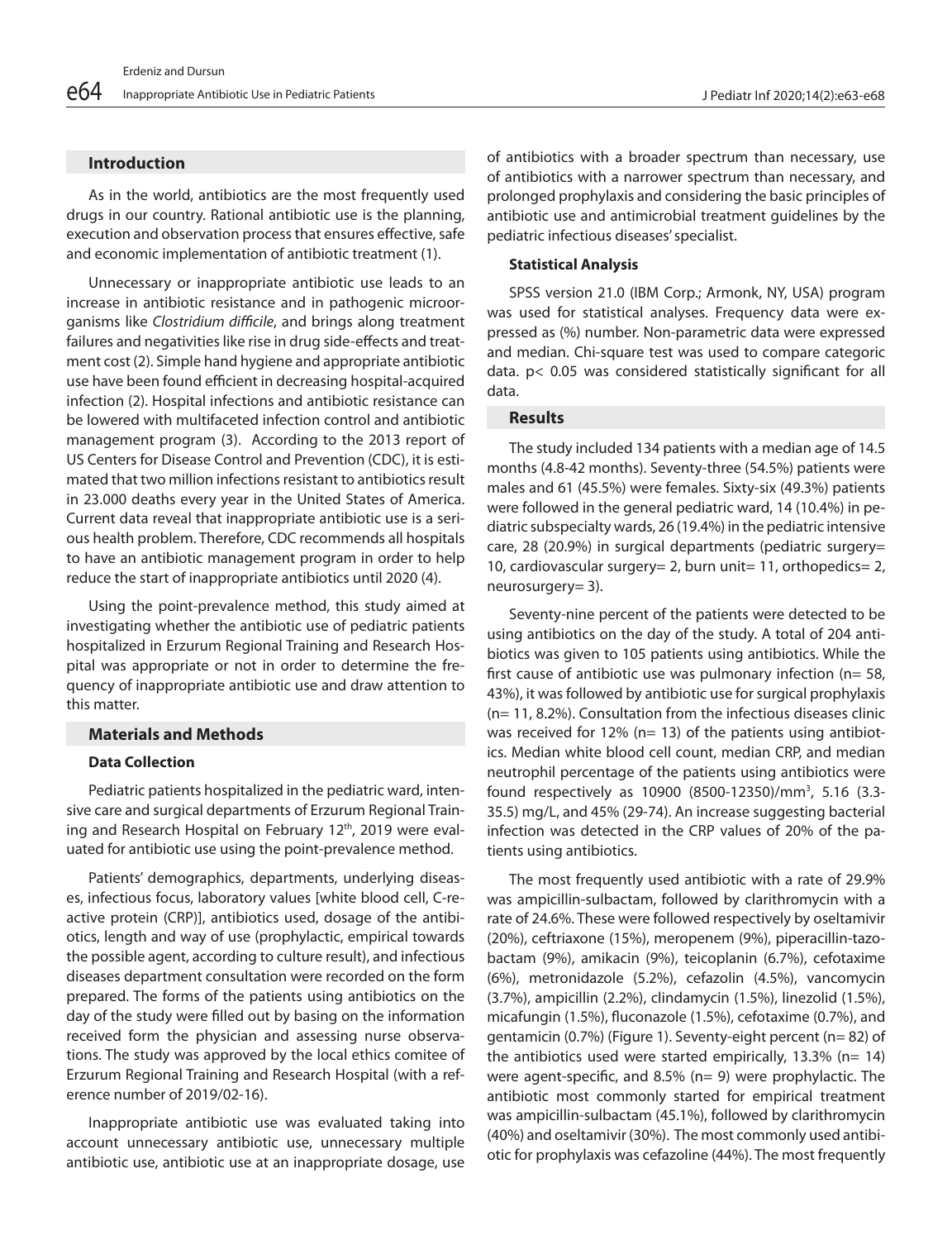## Introduction

As in the world, antibiotics are the most frequently used drugs in our country. Rational antibiotic use is the planning, execution and observation process that ensures effective, safe and economic implementation of antibiotic treatment (1).

Unnecessary or inappropriate antibiotic use leads to an increase in antibiotic resistance and in pathogenic microorganisms like *Clostridium difficile*, and brings along treatment failures and negativities like rise in drug side-effects and treatment cost (2). Simple hand hygiene and appropriate antibiotic use have been found efficient in decreasing hospital-acquired infection (2). Hospital infections and antibiotic resistance can be lowered with multifaceted infection control and antibiotic management program (3). According to the 2013 report of US Centers for Disease Control and Prevention (CDC), it is estimated that two million infections resistant to antibiotics result in 23.000 deaths every year in the United States of America. Current data reveal that inappropriate antibiotic use is a serious health problem. Therefore, CDC recommends all hospitals to have an antibiotic management program in order to help reduce the start of inappropriate antibiotics until 2020 (4).

Using the point-prevalence method, this study aimed at investigating whether the antibiotic use of pediatric patients hospitalized in Erzurum Regional Training and Research Hospital was appropriate or not in order to determine the frequency of inappropriate antibiotic use and draw attention to this matter.

## Materials and Methods

### Data Collection

Pediatric patients hospitalized in the pediatric ward, intensive care and surgical departments of Erzurum Regional Training and Research Hospital on February 12th, 2019 were evaluated for antibiotic use using the point-prevalence method.

Patients' demographics, departments, underlying diseases, infectious focus, laboratory values [white blood cell, C-reactive protein (CRP)], antibiotics used, dosage of the antibiotics, length and way of use (prophylactic, empirical towards the possible agent, according to culture result), and infectious diseases department consultation were recorded on the form prepared. The forms of the patients using antibiotics on the day of the study were filled out by basing on the information received form the physician and assessing nurse observations. The study was approved by the local ethics comitee of Erzurum Regional Training and Research Hospital (with a reference number of 2019/02-16).

Inappropriate antibiotic use was evaluated taking into account unnecessary antibiotic use, unnecessary multiple antibiotic use, antibiotic use at an inappropriate dosage, use of antibiotics with a broader spectrum than necessary, use of antibiotics with a narrower spectrum than necessary, and prolonged prophylaxis and considering the basic principles of antibiotic use and antimicrobial treatment guidelines by the pediatric infectious diseases' specialist.

### Statistical Analysis

SPSS version 21.0 (IBM Corp.; Armonk, NY, USA) program was used for statistical analyses. Frequency data were expressed as (%) number. Non-parametric data were expressed and median. Chi-square test was used to compare categoric data. $p < 0.05$ was considered statistically significant for all data.

## Results

The study included 134 patients with a median age of 14.5 months (4.8-42 months). Seventy-three (54.5%) patients were males and 61 (45.5%) were females. Sixty-six (49.3%) patients were followed in the general pediatric ward, 14 (10.4%) in pediatric subspecialty wards, 26 (19.4%) in the pediatric intensive care, 28 (20.9%) in surgical departments (pediatric surgery= 10, cardiovascular surgery= 2, burn unit= 11, orthopedics= 2, neurosurgery= 3).

Seventy-nine percent of the patients were detected to be using antibiotics on the day of the study. A total of 204 antibiotics was given to 105 patients using antibiotics. While the first cause of antibiotic use was pulmonary infection (n= 58, 43%), it was followed by antibiotic use for surgical prophylaxis (n= 11, 8.2%). Consultation from the infectious diseases clinic was received for 12% (n= 13) of the patients using antibiotics. Median white blood cell count, median CRP, and median neutrophil percentage of the patients using antibiotics were found respectively as 10900 (8500-12350)/mm$^3$, 5.16 (3.3-35.5) mg/L, and 45% (29-74). An increase suggesting bacterial infection was detected in the CRP values of 20% of the patients using antibiotics.

The most frequently used antibiotic with a rate of 29.9% was ampicillin-sulbactam, followed by clarithromycin with a rate of 24.6%. These were followed respectively by oseltamivir (20%), ceftriaxone (15%), meropenem (9%), piperacillin-tazobactam (9%), amikacin (9%), teicoplanin (6.7%), cefotaxime (6%), metronidazole (5.2%), cefazolin (4.5%), vancomycin (3.7%), ampicillin (2.2%), clindamycin (1.5%), linezolid (1.5%), micafungin (1.5%), fluconazole (1.5%), cefotaxime (0.7%), and gentamicin (0.7%) (Figure 1). Seventy-eight percent (n= 82) of the antibiotics used were started empirically, 13.3% (n= 14) were agent-specific, and 8.5% (n= 9) were prophylactic. The antibiotic most commonly started for empirical treatment was ampicillin-sulbactam (45.1%), followed by clarithromycin (40%) and oseltamivir (30%). The most commonly used antibiotic for prophylaxis was cefazoline (44%). The most frequently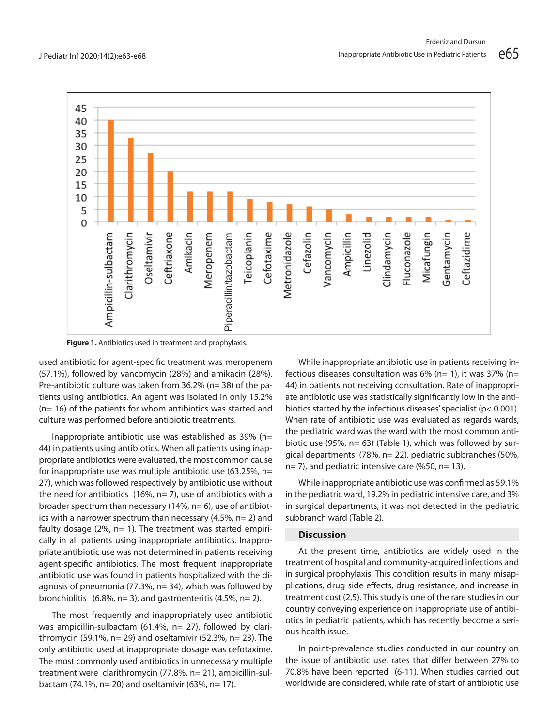45
40
35
30
25
20
15
10
5
0

Ampicillin-sulbactam
Clarithromycin
Oseltamivir
Ceftriaxone
Amikacin
Meropenem
Piperacillin/tazobactam
Teicoplanin
Cefotaxime
Metronidazole
Cefazolin
Vancomycin
Ampicillin
Linezolid
Clindamycin
Fluconazole
Micafungin
Gentamycin
Ceftazidime

**Figure 1.** Antibiotics used in treatment and prophylaxis.

used antibiotic for agent-specific treatment was meropenem (57.1%), followed by vancomycin (28%) and amikacin (28%). Pre-antibiotic culture was taken from 36.2% (n= 38) of the patients using antibiotics. An agent was isolated in only 15.2% (n= 16) of the patients for whom antibiotics was started and culture was performed before antibiotic treatments.

Inappropriate antibiotic use was established as 39% (n= 44) in patients using antibiotics. When all patients using inappropriate antibiotics were evaluated, the most common cause for inappropriate use was multiple antibiotic use (63.25%, n= 27), which was followed respectively by antibiotic use without the need for antibiotics (16%, n= 7), use of antibiotics with a broader spectrum than necessary (14%, n= 6), use of antibiotics with a narrower spectrum than necessary (4.5%, n= 2) and faulty dosage (2%, n= 1). The treatment was started empirically in all patients using inappropriate antibiotics. Inappropriate antibiotic use was not determined in patients receiving agent-specific antibiotics. The most frequent inappropriate antibiotic use was found in patients hospitalized with the diagnosis of pneumonia (77.3%, n= 34), which was followed by bronchiolitis (6.8%, n= 3), and gastroenteritis (4.5%, n= 2).

The most frequently and inappropriately used antibiotic was ampicillin-sulbactam (61.4%, n= 27), followed by clarithromycin (59.1%, n= 29) and oseltamivir (52.3%, n= 23). The only antibiotic used at inappropriate dosage was cefotaxime. The most commonly used antibiotics in unnecessary multiple treatment were clarithromycin (77.8%, n= 21), ampicillin-sulbactam (74.1%, n= 20) and oseltamivir (63%, n= 17).

While inappropriate antibiotic use in patients receiving infectious diseases consultation was 6% (n= 1), it was 37% (n= 44) in patients not receiving consultation. Rate of inappropriate antibiotic use was statistically significantly low in the antibiotics started by the infectious diseases' specialist ($p< 0.001$). When rate of antibiotic use was evaluated as regards wards, the pediatric ward was the ward with the most common antibiotic use (95%, n= 63) (Table 1), which was followed by surgical departments (78%, n= 22), pediatric subbranches (50%, n= 7), and pediatric intensive care (%50, n= 13).

While inappropriate antibiotic use was confirmed as 59.1% in the pediatric ward, 19.2% in pediatric intensive care, and 3% in surgical departments, it was not detected in the pediatric subbranch ward (Table 2).

## Discussion

At the present time, antibiotics are widely used in the treatment of hospital and community-acquired infections and in surgical prophylaxis. This condition results in many misapplications, drug side effects, drug resistance, and increase in treatment cost (2,5). This study is one of the rare studies in our country conveying experience on inappropriate use of antibiotics in pediatric patients, which has recently become a serious health issue.

In point-prevalence studies conducted in our country on the issue of antibiotic use, rates that differ between 27% to 70.8% have been reported (6-11). When studies carried out worldwide are considered, while rate of start of antibiotic use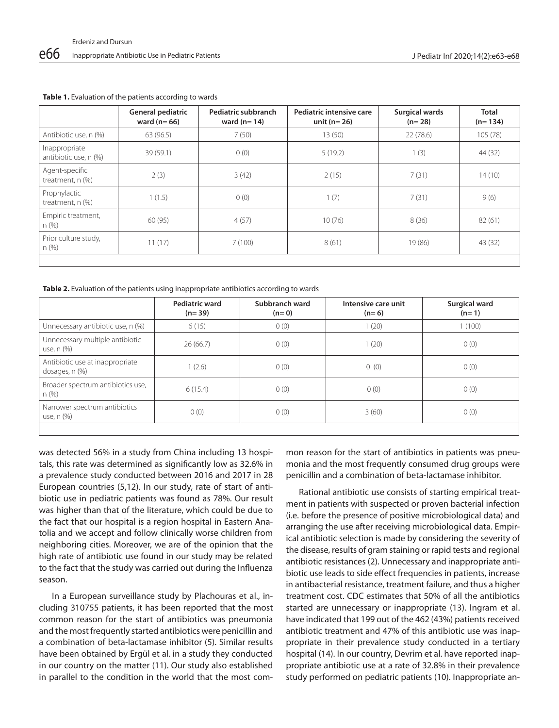**Table 1.** Evaluation of the patients according to wards

| | General pediatric ward (n= 66) | Pediatric subbranch ward (n= 14) | Pediatric intensive care unit (n= 26) | Surgical wards (n= 28) | Total (n= 134) |
|---|---|---|---|---|---|
| Antibiotic use, n (%) | 63 (96.5) | 7 (50) | 13 (50) | 22 (78.6) | 105 (78) |
| Inappropriate antibiotic use, n (%) | 39 (59.1) | 0 (0) | 5 (19.2) | 1 (3) | 44 (32) |
| Agent-specific treatment, n (%) | 2 (3) | 3 (42) | 2 (15) | 7 (31) | 14 (10) |
| Prophylactic treatment, n (%) | 1 (1.5) | 0 (0) | 1 (7) | 7 (31) | 9 (6) |
| Empiric treatment, n (%) | 60 (95) | 4 (57) | 10 (76) | 8 (36) | 82 (61) |
| Prior culture study, n (%) | 11 (17) | 7 (100) | 8 (61) | 19 (86) | 43 (32) |

**Table 2.** Evaluation of the patients using inappropriate antibiotics according to wards

| | Pediatric ward (n= 39) | Subbranch ward (n= 0) | Intensive care unit (n= 6) | Surgical ward (n= 1) |
|---|---|---|---|---|
| Unnecessary antibiotic use, n (%) | 6 (15) | 0 (0) | 1 (20) | 1 (100) |
| Unnecessary multiple antibiotic use, n (%) | 26 (66.7) | 0 (0) | 1 (20) | 0 (0) |
| Antibiotic use at inappropriate dosages, n (%) | 1 (2.6) | 0 (0) | 0 (0) | 0 (0) |
| Broader spectrum antibiotics use, n (%) | 6 (15.4) | 0 (0) | 0 (0) | 0 (0) |
| Narrower spectrum antibiotics use, n (%) | 0 (0) | 0 (0) | 3 (60) | 0 (0) |

was detected 56% in a study from China including 13 hospitals, this rate was determined as significantly low as 32.6% in a prevalence study conducted between 2016 and 2017 in 28 European countries (5,12). In our study, rate of start of antibiotic use in pediatric patients was found as 78%. Our result was higher than that of the literature, which could be due to the fact that our hospital is a region hospital in Eastern Anatolia and we accept and follow clinically worse children from neighboring cities. Moreover, we are of the opinion that the high rate of antibiotic use found in our study may be related to the fact that the study was carried out during the Influenza season.

In a European surveillance study by Plachouras et al., including 310755 patients, it has been reported that the most common reason for the start of antibiotics was pneumonia and the most frequently started antibiotics were penicillin and a combination of beta-lactamase inhibitor (5). Similar results have been obtained by Ergül et al. in a study they conducted in our country on the matter (11). Our study also established in parallel to the condition in the world that the most common reason for the start of antibiotics in patients was pneumonia and the most frequently consumed drug groups were penicillin and a combination of beta-lactamase inhibitor.

Rational antibiotic use consists of starting empirical treatment in patients with suspected or proven bacterial infection (i.e. before the presence of positive microbiological data) and arranging the use after receiving microbiological data. Empirical antibiotic selection is made by considering the severity of the disease, results of gram staining or rapid tests and regional antibiotic resistances (2). Unnecessary and inappropriate antibiotic use leads to side effect frequencies in patients, increase in antibacterial resistance, treatment failure, and thus a higher treatment cost. CDC estimates that 50% of all the antibiotics started are unnecessary or inappropriate (13). Ingram et al. have indicated that 199 out of the 462 (43%) patients received antibiotic treatment and 47% of this antibiotic use was inappropriate in their prevalence study conducted in a tertiary hospital (14). In our country, Devrim et al. have reported inappropriate antibiotic use at a rate of 32.8% in their prevalence study performed on pediatric patients (10). Inappropriate an-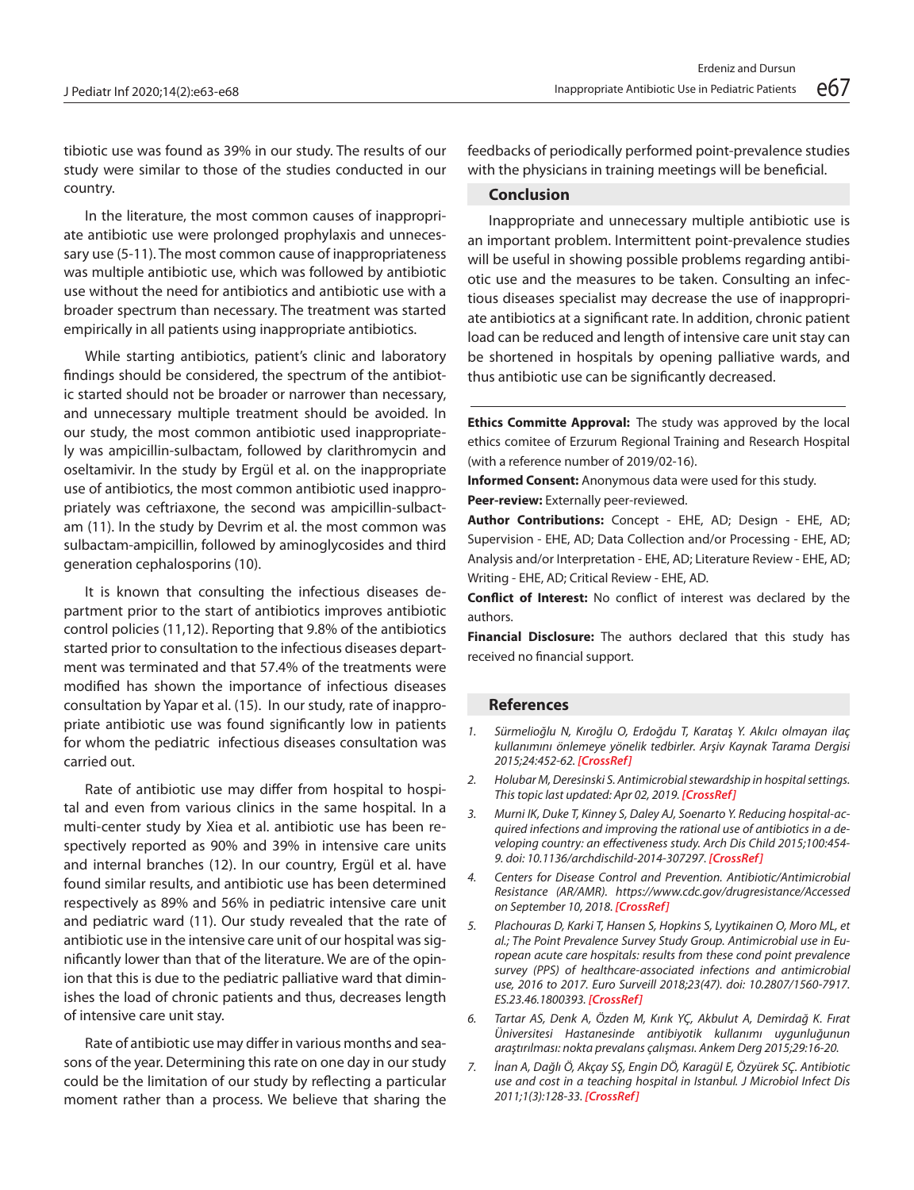tibiotic use was found as 39% in our study. The results of our study were similar to those of the studies conducted in our country.

In the literature, the most common causes of inappropriate antibiotic use were prolonged prophylaxis and unnecessary use (5-11). The most common cause of inappropriateness was multiple antibiotic use, which was followed by antibiotic use without the need for antibiotics and antibiotic use with a broader spectrum than necessary. The treatment was started empirically in all patients using inappropriate antibiotics.

While starting antibiotics, patient's clinic and laboratory findings should be considered, the spectrum of the antibiotic started should not be broader or narrower than necessary, and unnecessary multiple treatment should be avoided. In our study, the most common antibiotic used inappropriately was ampicillin-sulbactam, followed by clarithromycin and oseltamivir. In the study by Ergül et al. on the inappropriate use of antibiotics, the most common antibiotic used inappropriately was ceftriaxone, the second was ampicillin-sulbactam (11). In the study by Devrim et al. the most common was sulbactam-ampicillin, followed by aminoglycosides and third generation cephalosporins (10).

It is known that consulting the infectious diseases department prior to the start of antibiotics improves antibiotic control policies (11,12). Reporting that 9.8% of the antibiotics started prior to consultation to the infectious diseases department was terminated and that 57.4% of the treatments were modified has shown the importance of infectious diseases consultation by Yapar et al. (15). In our study, rate of inappropriate antibiotic use was found significantly low in patients for whom the pediatric infectious diseases consultation was carried out.

Rate of antibiotic use may differ from hospital to hospital and even from various clinics in the same hospital. In a multi-center study by Xiea et al. antibiotic use has been respectively reported as 90% and 39% in intensive care units and internal branches (12). In our country, Ergül et al. have found similar results, and antibiotic use has been determined respectively as 89% and 56% in pediatric intensive care unit and pediatric ward (11). Our study revealed that the rate of antibiotic use in the intensive care unit of our hospital was significantly lower than that of the literature. We are of the opinion that this is due to the pediatric palliative ward that diminishes the load of chronic patients and thus, decreases length of intensive care unit stay.

Rate of antibiotic use may differ in various months and seasons of the year. Determining this rate on one day in our study could be the limitation of our study by reflecting a particular moment rather than a process. We believe that sharing the feedbacks of periodically performed point-prevalence studies with the physicians in training meetings will be beneficial.

## Conclusion

Inappropriate and unnecessary multiple antibiotic use is an important problem. Intermittent point-prevalence studies will be useful in showing possible problems regarding antibiotic use and the measures to be taken. Consulting an infectious diseases specialist may decrease the use of inappropriate antibiotics at a significant rate. In addition, chronic patient load can be reduced and length of intensive care unit stay can be shortened in hospitals by opening palliative wards, and thus antibiotic use can be significantly decreased.

---

**Ethics Committe Approval:** The study was approved by the local ethics comitee of Erzurum Regional Training and Research Hospital (with a reference number of 2019/02-16).

**Informed Consent:** Anonymous data were used for this study.

**Peer-review:** Externally peer-reviewed.

**Author Contributions:** Concept - EHE, AD; Design - EHE, AD; Supervision - EHE, AD; Data Collection and/or Processing - EHE, AD; Analysis and/or Interpretation - EHE, AD; Literature Review - EHE, AD; Writing - EHE, AD; Critical Review - EHE, AD.

**Conflict of Interest:** No conflict of interest was declared by the authors.

**Financial Disclosure:** The authors declared that this study has received no financial support.

## References

1. *Sürmelioğlu N, Kıroğlu O, Erdoğdu T, Karataş Y. Akılcı olmayan ilaç kullanımını önlemeye yönelik tedbirler. Arşiv Kaynak Tarama Dergisi 2015;24:452-62.* **[CrossRef]**
2. *Holubar M, Deresinski S. Antimicrobial stewardship in hospital settings. This topic last updated: Apr 02, 2019.* **[CrossRef]**
3. *Murni IK, Duke T, Kinney S, Daley AJ, Soenarto Y. Reducing hospital-acquired infections and improving the rational use of antibiotics in a developing country: an effectiveness study. Arch Dis Child 2015;100:454-9. doi: 10.1136/archdischild-2014-307297.* **[CrossRef]**
4. *Centers for Disease Control and Prevention. Antibiotic/Antimicrobial Resistance (AR/AMR). https://www.cdc.gov/drugresistance/Accessed on September 10, 2018.* **[CrossRef]**
5. *Plachouras D, Karki T, Hansen S, Hopkins S, Lyytikainen O, Moro ML, et al.; The Point Prevalence Survey Study Group. Antimicrobial use in European acute care hospitals: results from these cond point prevalence survey (PPS) of healthcare-associated infections and antimicrobial use, 2016 to 2017. Euro Surveill 2018;23(47). doi: 10.2807/1560-7917.ES.23.46.1800393.* **[CrossRef]**
6. *Tartar AS, Denk A, Özden M, Kırık YÇ, Akbulut A, Demirdağ K. Fırat Üniversitesi Hastanesinde antibiyotik kullanımı uygunluğunun araştırılması: nokta prevalans çalışması. Ankem Derg 2015;29:16-20.*
7. *İnan A, Dağlı Ö, Akçay SŞ, Engin DÖ, Karagül E, Özyürek SÇ. Antibiotic use and cost in a teaching hospital in Istanbul. J Microbiol Infect Dis 2011;1(3):128-33.* **[CrossRef]**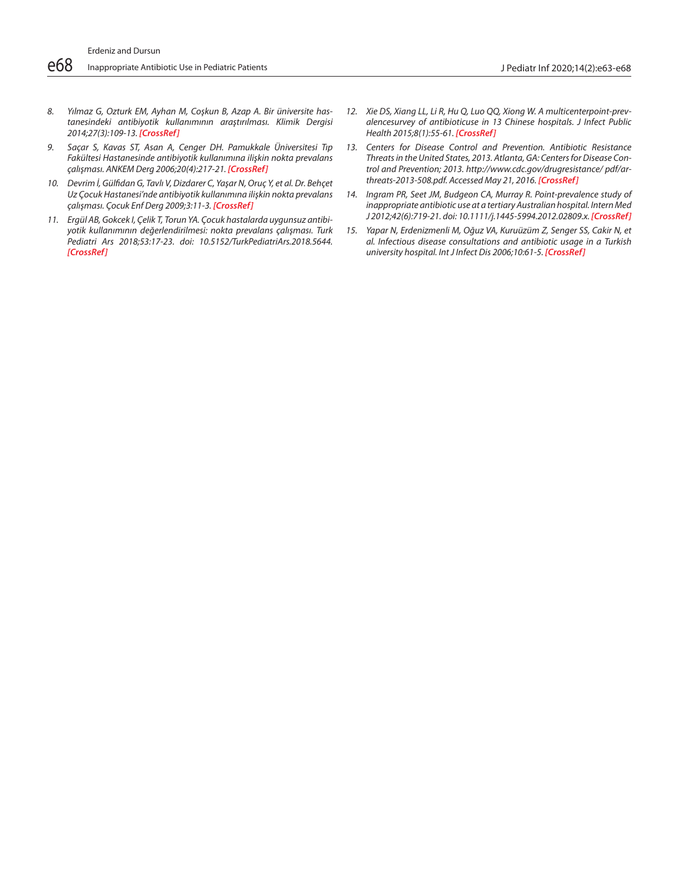8. *Yılmaz G, Ozturk EM, Ayhan M, Coşkun B, Azap A. Bir üniversite hastanesindeki antibiyotik kullanımının araştırılması. Klimik Dergisi 2014;27(3):109-13.* ***[CrossRef]***
9. *Saçar S, Kavas ST, Asan A, Cenger DH. Pamukkale Üniversitesi Tıp Fakültesi Hastanesinde antibiyotik kullanımına ilişkin nokta prevalans çalışması. ANKEM Derg 2006;20(4):217-21.* ***[CrossRef]***
10. *Devrim İ, Gülfidan G, Tavlı V, Dizdarer C, Yaşar N, Oruç Y, et al. Dr. Behçet Uz Çocuk Hastanesi'nde antibiyotik kullanımına ilişkin nokta prevalans çalışması. Çocuk Enf Derg 2009;3:11-3.* ***[CrossRef]***
11. *Ergül AB, Gokcek I, Çelik T, Torun YA. Çocuk hastalarda uygunsuz antibiyotik kullanımının değerlendirilmesi: nokta prevalans çalışması. Turk Pediatri Ars 2018;53:17-23. doi: 10.5152/TurkPediatriArs.2018.5644.* ***[CrossRef]***
12. *Xie DS, Xiang LL, Li R, Hu Q, Luo QQ, Xiong W. A multicenterpoint-prevalencesurvey of antibioticuse in 13 Chinese hospitals. J Infect Public Health 2015;8(1):55-61.* ***[CrossRef]***
13. *Centers for Disease Control and Prevention. Antibiotic Resistance Threats in the United States, 2013. Atlanta, GA: Centers for Disease Control and Prevention; 2013. http://www.cdc.gov/drugresistance/ pdf/arthreats-2013-508.pdf. Accessed May 21, 2016.* ***[CrossRef]***
14. *Ingram PR, Seet JM, Budgeon CA, Murray R. Point-prevalence study of inappropriate antibiotic use at a tertiary Australian hospital. Intern Med J 2012;42(6):719-21. doi: 10.1111/j.1445-5994.2012.02809.x.* ***[CrossRef]***
15. *Yapar N, Erdenizmenli M, Oğuz VA, Kuruüzüm Z, Senger SS, Cakir N, et al. Infectious disease consultations and antibiotic usage in a Turkish university hospital. Int J Infect Dis 2006;10:61-5.* ***[CrossRef]***